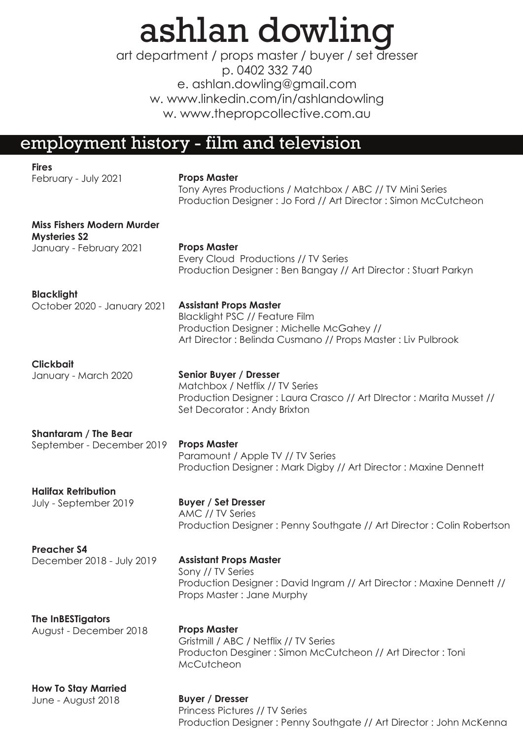# ashlan dowling

art department / props master / buyer / set dresser
p. 0402 332 740
e. ashlan.dowling@gmail.com
w. www.linkedin.com/in/ashlandowling
w. www.thepropcollective.com.au

## employment history - film and television

**Fires**
February - July 2021

**Props Master**
Tony Ayres Productions / Matchbox / ABC // TV Mini Series
Production Designer : Jo Ford // Art Director : Simon McCutcheon

**Miss Fishers Modern Murder Mysteries S2**
January - February 2021

**Props Master**
Every Cloud Productions // TV Series
Production Designer : Ben Bangay // Art Director : Stuart Parkyn

**Blacklight**
October 2020 - January 2021

**Assistant Props Master**
Blacklight PSC // Feature Film
Production Designer : Michelle McGahey //
Art Director : Belinda Cusmano // Props Master : Liv Pulbrook

**Clickbait**
January - March 2020

**Senior Buyer / Dresser**
Matchbox / Netflix // TV Series
Production Designer : Laura Crasco // Art DIrector : Marita Musset //
Set Decorator : Andy Brixton

**Shantaram / The Bear**
September - December 2019

**Props Master**
Paramount / Apple TV // TV Series
Production Designer : Mark Digby // Art Director : Maxine Dennett

**Halifax Retribution**
July - September 2019

**Buyer / Set Dresser**
AMC // TV Series
Production Designer : Penny Southgate // Art Director : Colin Robertson

**Preacher S4**
December 2018 - July 2019

**Assistant Props Master**
Sony // TV Series
Production Designer : David Ingram // Art Director : Maxine Dennett //
Props Master : Jane Murphy

**The InBESTigators**
August - December 2018

**Props Master**
Gristmill / ABC / Netflix // TV Series
Producton Desginer : Simon McCutcheon // Art Director : Toni McCutcheon

**How To Stay Married**
June - August 2018

**Buyer / Dresser**
Princess Pictures // TV Series
Production Designer : Penny Southgate // Art Director : John McKenna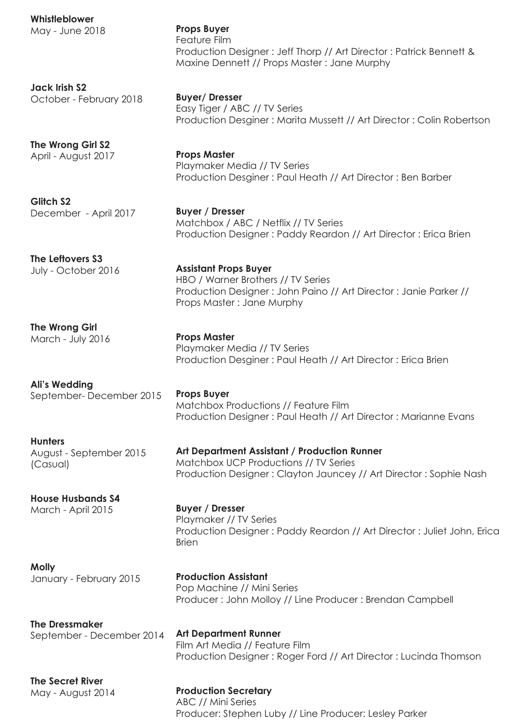**Whistleblower**
May - June 2018

**Props Buyer**
Feature Film
Production Designer : Jeff Thorp // Art Director : Patrick Bennett & Maxine Dennett // Props Master : Jane Murphy

**Jack Irish S2**
October - February 2018

**Buyer/ Dresser**
Easy Tiger / ABC // TV Series
Production Desginer : Marita Mussett // Art Director : Colin Robertson

**The Wrong Girl S2**
April - August 2017

**Props Master**
Playmaker Media // TV Series
Production Desginer : Paul Heath // Art Director : Ben Barber

**Glitch S2**
December - April 2017

**Buyer / Dresser**
Matchbox / ABC / Netflix // TV Series
Production Designer : Paddy Reardon // Art Director : Erica Brien

**The Leftovers S3**
July - October 2016

**Assistant Props Buyer**
HBO / Warner Brothers // TV Series
Production Designer : John Paino // Art Director : Janie Parker // Props Master : Jane Murphy

**The Wrong Girl**
March - July 2016

**Props Master**
Playmaker Media // TV Series
Production Desginer : Paul Heath // Art Director : Erica Brien

**Ali's Wedding**
September- December 2015

**Props Buyer**
Matchbox Productions // Feature Film
Production Designer : Paul Heath // Art Director : Marianne Evans

**Hunters**
August - September 2015 (Casual)

**Art Department Assistant / Production Runner**
Matchbox UCP Productions // TV Series
Production Designer : Clayton Jauncey // Art Director : Sophie Nash

**House Husbands S4**
March - April 2015

**Buyer / Dresser**
Playmaker // TV Series
Production Designer : Paddy Reardon // Art Director : Juliet John, Erica Brien

**Molly**
January - February 2015

**Production Assistant**
Pop Machine // Mini Series
Producer : John Molloy // Line Producer : Brendan Campbell

**The Dressmaker**
September - December 2014

**Art Department Runner**
Film Art Media // Feature Film
Production Designer : Roger Ford // Art Director : Lucinda Thomson

**The Secret River**
May - August 2014

**Production Secretary**
ABC // Mini Series
Producer: Stephen Luby // Line Producer: Lesley Parker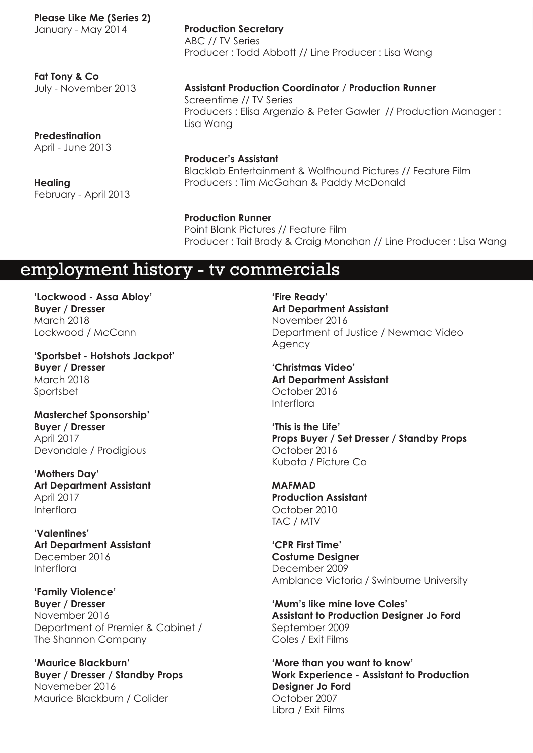**Please Like Me (Series 2)**
January - May 2014

**Production Secretary**
ABC // TV Series
Producer : Todd Abbott // Line Producer : Lisa Wang

**Fat Tony & Co**
July - November 2013

**Assistant Production Coordinator / Production Runner**
Screentime // TV Series
Producers : Elisa Argenzio & Peter Gawler // Production Manager : Lisa Wang

**Predestination**
April - June 2013

**Producer's Assistant**
Blacklab Entertainment & Wolfhound Pictures // Feature Film
Producers : Tim McGahan & Paddy McDonald

**Healing**
February - April 2013

**Production Runner**
Point Blank Pictures // Feature Film
Producer : Tait Brady & Craig Monahan // Line Producer : Lisa Wang

## employment history - tv commercials

**'Lockwood - Assa Abloy'**
**Buyer / Dresser**
March 2018
Lockwood / McCann

**'Sportsbet - Hotshots Jackpot'**
**Buyer / Dresser**
March 2018
Sportsbet

**Masterchef Sponsorship'**
**Buyer / Dresser**
April 2017
Devondale / Prodigious

**'Mothers Day'**
**Art Department Assistant**
April 2017
Interflora

**'Valentines'**
**Art Department Assistant**
December 2016
Interflora

**'Family Violence'**
**Buyer / Dresser**
November 2016
Department of Premier & Cabinet / The Shannon Company

**'Maurice Blackburn'**
**Buyer / Dresser / Standby Props**
Novemeber 2016
Maurice Blackburn / Colider

**'Fire Ready'**
**Art Department Assistant**
November 2016
Department of Justice / Newmac Video Agency

**'Christmas Video'**
**Art Department Assistant**
October 2016
Interflora

**'This is the Life'**
**Props Buyer / Set Dresser / Standby Props**
October 2016
Kubota / Picture Co

**MAFMAD**
**Production Assistant**
October 2010
TAC / MTV

**'CPR First Time'**
**Costume Designer**
December 2009
Amblance Victoria / Swinburne University

**'Mum's like mine love Coles'**
**Assistant to Production Designer Jo Ford**
September 2009
Coles / Exit Films

**'More than you want to know'**
**Work Experience - Assistant to Production Designer Jo Ford**
October 2007
Libra / Exit Films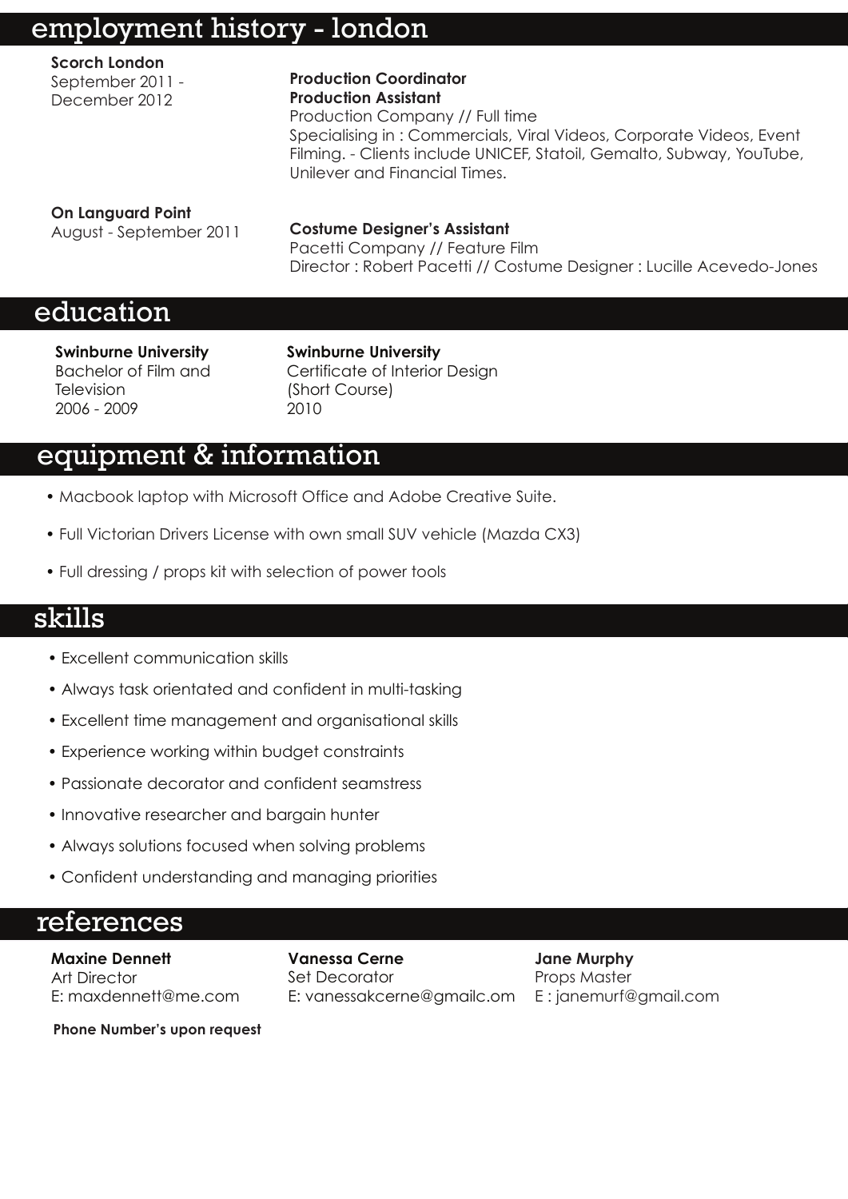## employment history - london

**Scorch London**
September 2011 - December 2012

**Production Coordinator**
**Production Assistant**
Production Company // Full time
Specialising in : Commercials, Viral Videos, Corporate Videos, Event Filming. - Clients include UNICEF, Statoil, Gemalto, Subway, YouTube, Unilever and Financial Times.

**On Languard Point**
August - September 2011

**Costume Designer's Assistant**
Pacetti Company // Feature Film
Director : Robert Pacetti // Costume Designer : Lucille Acevedo-Jones

## education

**Swinburne University**
Bachelor of Film and Television
2006 - 2009

**Swinburne University**
Certificate of Interior Design (Short Course)
2010

## equipment & information

- Macbook laptop with Microsoft Office and Adobe Creative Suite.
- Full Victorian Drivers License with own small SUV vehicle (Mazda CX3)
- Full dressing / props kit with selection of power tools

## skills

- Excellent communication skills
- Always task orientated and confident in multi-tasking
- Excellent time management and organisational skills
- Experience working within budget constraints
- Passionate decorator and confident seamstress
- Innovative researcher and bargain hunter
- Always solutions focused when solving problems
- Confident understanding and managing priorities

## references

**Maxine Dennett**
Art Director
E: maxdennett@me.com

**Vanessa Cerne**
Set Decorator
E: vanessakcerne@gmailc.om

**Jane Murphy**
Props Master
E : janemurf@gmail.com

**Phone Number's upon request**